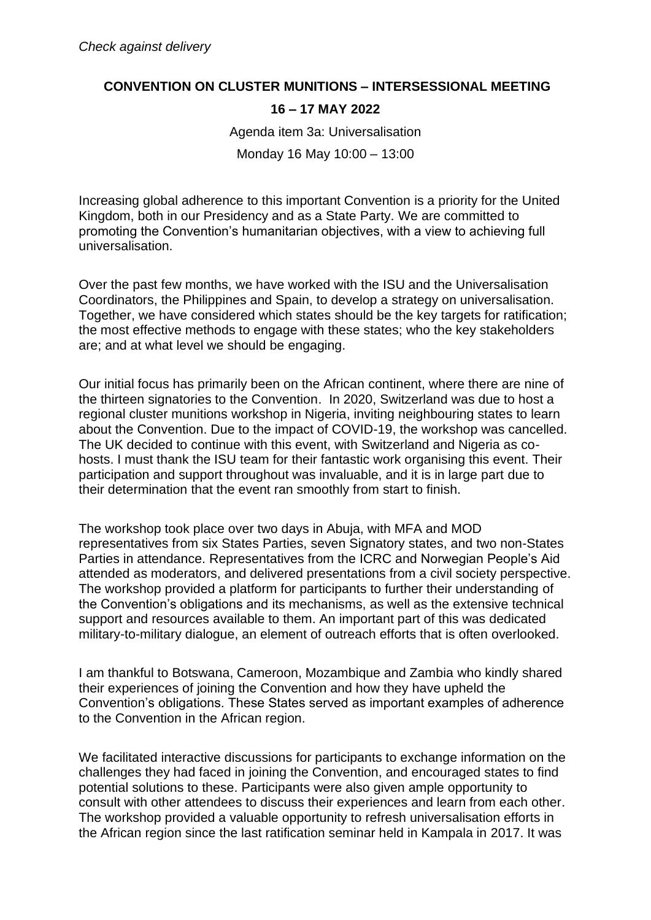*Check against delivery*

**CONVENTION ON CLUSTER MUNITIONS – INTERSESSIONAL MEETING**

**16 – 17 MAY 2022**

Agenda item 3a: Universalisation

Monday 16 May 10:00 – 13:00

Increasing global adherence to this important Convention is a priority for the United Kingdom, both in our Presidency and as a State Party. We are committed to promoting the Convention's humanitarian objectives, with a view to achieving full universalisation.

Over the past few months, we have worked with the ISU and the Universalisation Coordinators, the Philippines and Spain, to develop a strategy on universalisation. Together, we have considered which states should be the key targets for ratification; the most effective methods to engage with these states; who the key stakeholders are; and at what level we should be engaging.

Our initial focus has primarily been on the African continent, where there are nine of the thirteen signatories to the Convention. In 2020, Switzerland was due to host a regional cluster munitions workshop in Nigeria, inviting neighbouring states to learn about the Convention. Due to the impact of COVID-19, the workshop was cancelled. The UK decided to continue with this event, with Switzerland and Nigeria as co-hosts. I must thank the ISU team for their fantastic work organising this event. Their participation and support throughout was invaluable, and it is in large part due to their determination that the event ran smoothly from start to finish.

The workshop took place over two days in Abuja, with MFA and MOD representatives from six States Parties, seven Signatory states, and two non-States Parties in attendance. Representatives from the ICRC and Norwegian People's Aid attended as moderators, and delivered presentations from a civil society perspective. The workshop provided a platform for participants to further their understanding of the Convention's obligations and its mechanisms, as well as the extensive technical support and resources available to them. An important part of this was dedicated military-to-military dialogue, an element of outreach efforts that is often overlooked.

I am thankful to Botswana, Cameroon, Mozambique and Zambia who kindly shared their experiences of joining the Convention and how they have upheld the Convention's obligations. These States served as important examples of adherence to the Convention in the African region.

We facilitated interactive discussions for participants to exchange information on the challenges they had faced in joining the Convention, and encouraged states to find potential solutions to these. Participants were also given ample opportunity to consult with other attendees to discuss their experiences and learn from each other. The workshop provided a valuable opportunity to refresh universalisation efforts in the African region since the last ratification seminar held in Kampala in 2017. It was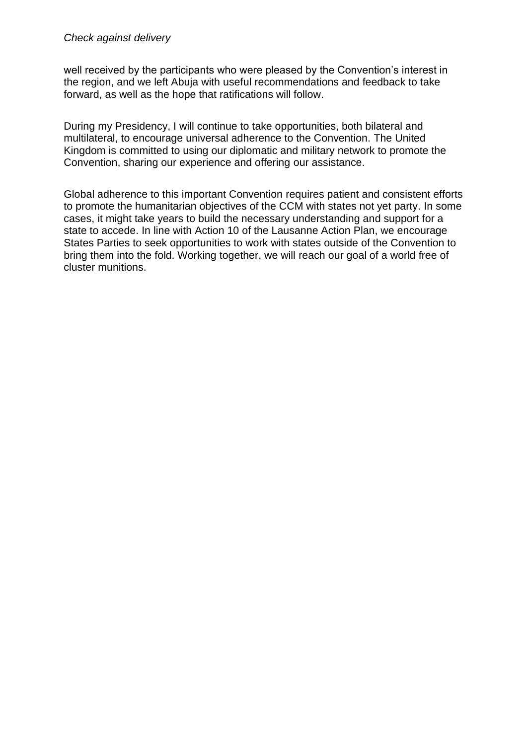well received by the participants who were pleased by the Convention's interest in the region, and we left Abuja with useful recommendations and feedback to take forward, as well as the hope that ratifications will follow.

During my Presidency, I will continue to take opportunities, both bilateral and multilateral, to encourage universal adherence to the Convention. The United Kingdom is committed to using our diplomatic and military network to promote the Convention, sharing our experience and offering our assistance.

Global adherence to this important Convention requires patient and consistent efforts to promote the humanitarian objectives of the CCM with states not yet party. In some cases, it might take years to build the necessary understanding and support for a state to accede. In line with Action 10 of the Lausanne Action Plan, we encourage States Parties to seek opportunities to work with states outside of the Convention to bring them into the fold. Working together, we will reach our goal of a world free of cluster munitions.